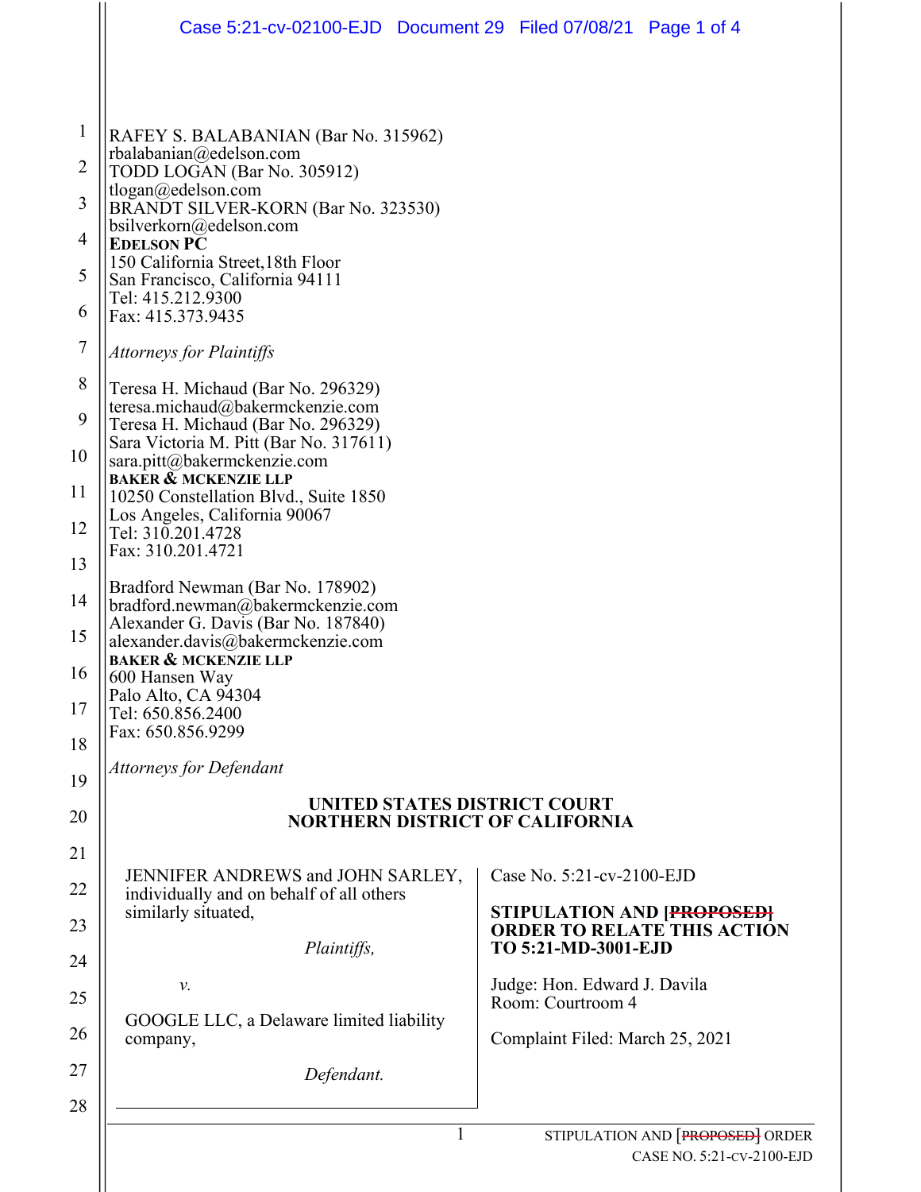RAFEY S. BALABANIAN (Bar No. 315962)
rbalabanian@edelson.com
TODD LOGAN (Bar No. 305912)
tlogan@edelson.com
BRANDT SILVER-KORN (Bar No. 323530)
bsilverkorn@edelson.com
**EDELSON PC**
150 California Street,18th Floor
San Francisco, California 94111
Tel: 415.212.9300
Fax: 415.373.9435

*Attorneys for Plaintiffs*

Teresa H. Michaud (Bar No. 296329)
teresa.michaud@bakermckenzie.com
Teresa H. Michaud (Bar No. 296329)
Sara Victoria M. Pitt (Bar No. 317611)
sara.pitt@bakermckenzie.com
**BAKER & MCKENZIE LLP**
10250 Constellation Blvd., Suite 1850
Los Angeles, California 90067
Tel: 310.201.4728
Fax: 310.201.4721

Bradford Newman (Bar No. 178902)
bradford.newman@bakermckenzie.com
Alexander G. Davis (Bar No. 187840)
alexander.davis@bakermckenzie.com
**BAKER & MCKENZIE LLP**
600 Hansen Way
Palo Alto, CA 94304
Tel: 650.856.2400
Fax: 650.856.9299

*Attorneys for Defendant*

**UNITED STATES DISTRICT COURT**
**NORTHERN DISTRICT OF CALIFORNIA**

JENNIFER ANDREWS and JOHN SARLEY, individually and on behalf of all others similarly situated,

*Plaintiffs,*

*v.*

GOOGLE LLC, a Delaware limited liability company,

*Defendant.*

Case No. 5:21-cv-2100-EJD

**STIPULATION AND [~~PROPOSED~~] ORDER TO RELATE THIS ACTION TO 5:21-MD-3001-EJD**

Judge: Hon. Edward J. Davila
Room: Courtroom 4

Complaint Filed: March 25, 2021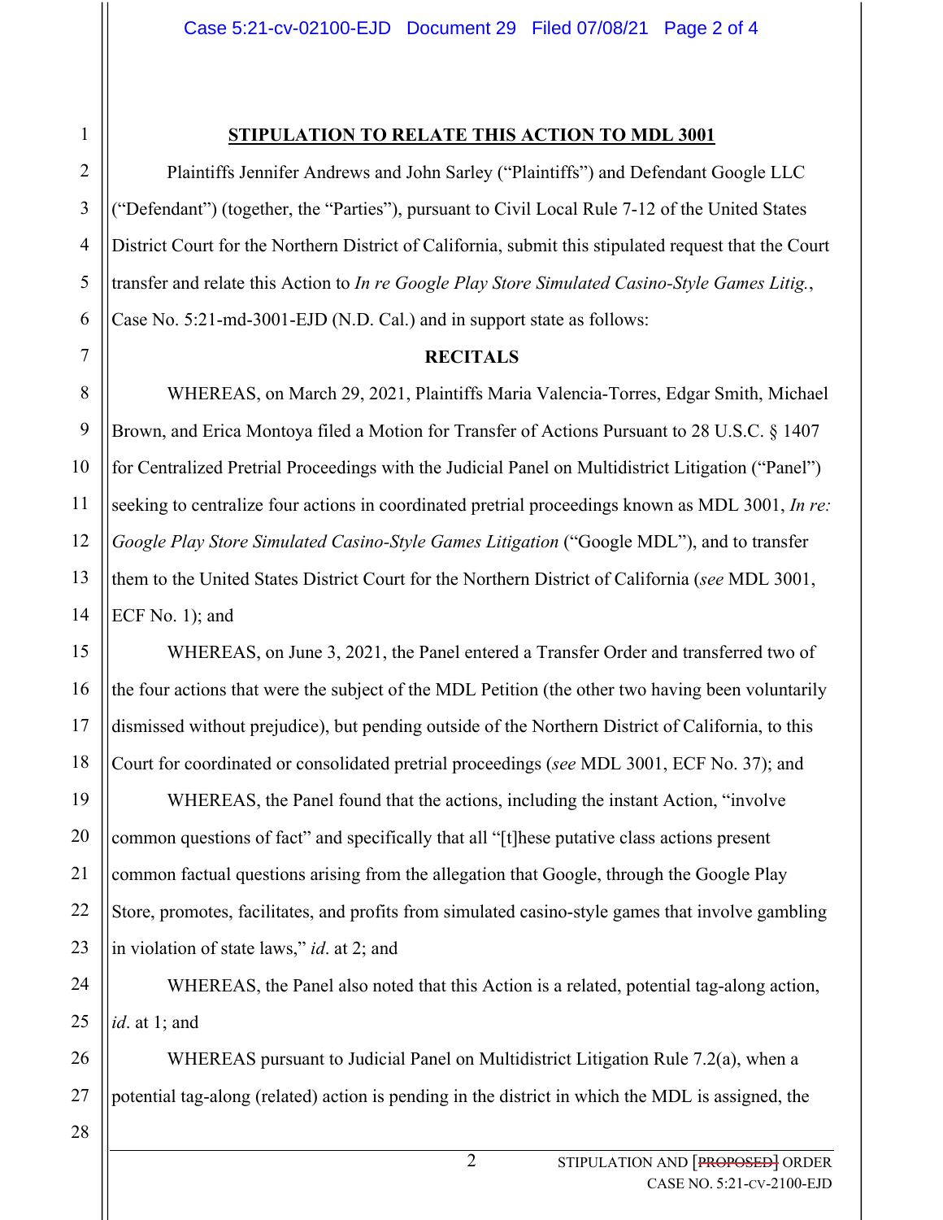## STIPULATION TO RELATE THIS ACTION TO MDL 3001

Plaintiffs Jennifer Andrews and John Sarley ("Plaintiffs") and Defendant Google LLC ("Defendant") (together, the "Parties"), pursuant to Civil Local Rule 7-12 of the United States District Court for the Northern District of California, submit this stipulated request that the Court transfer and relate this Action to *In re Google Play Store Simulated Casino-Style Games Litig.*, Case No. 5:21-md-3001-EJD (N.D. Cal.) and in support state as follows:

### RECITALS

WHEREAS, on March 29, 2021, Plaintiffs Maria Valencia-Torres, Edgar Smith, Michael Brown, and Erica Montoya filed a Motion for Transfer of Actions Pursuant to 28 U.S.C. § 1407 for Centralized Pretrial Proceedings with the Judicial Panel on Multidistrict Litigation ("Panel") seeking to centralize four actions in coordinated pretrial proceedings known as MDL 3001, *In re: Google Play Store Simulated Casino-Style Games Litigation* ("Google MDL"), and to transfer them to the United States District Court for the Northern District of California (*see* MDL 3001, ECF No. 1); and

WHEREAS, on June 3, 2021, the Panel entered a Transfer Order and transferred two of the four actions that were the subject of the MDL Petition (the other two having been voluntarily dismissed without prejudice), but pending outside of the Northern District of California, to this Court for coordinated or consolidated pretrial proceedings (*see* MDL 3001, ECF No. 37); and

WHEREAS, the Panel found that the actions, including the instant Action, "involve common questions of fact" and specifically that all "[t]hese putative class actions present common factual questions arising from the allegation that Google, through the Google Play Store, promotes, facilitates, and profits from simulated casino-style games that involve gambling in violation of state laws," *id*. at 2; and

WHEREAS, the Panel also noted that this Action is a related, potential tag-along action, *id*. at 1; and

WHEREAS pursuant to Judicial Panel on Multidistrict Litigation Rule 7.2(a), when a potential tag-along (related) action is pending in the district in which the MDL is assigned, the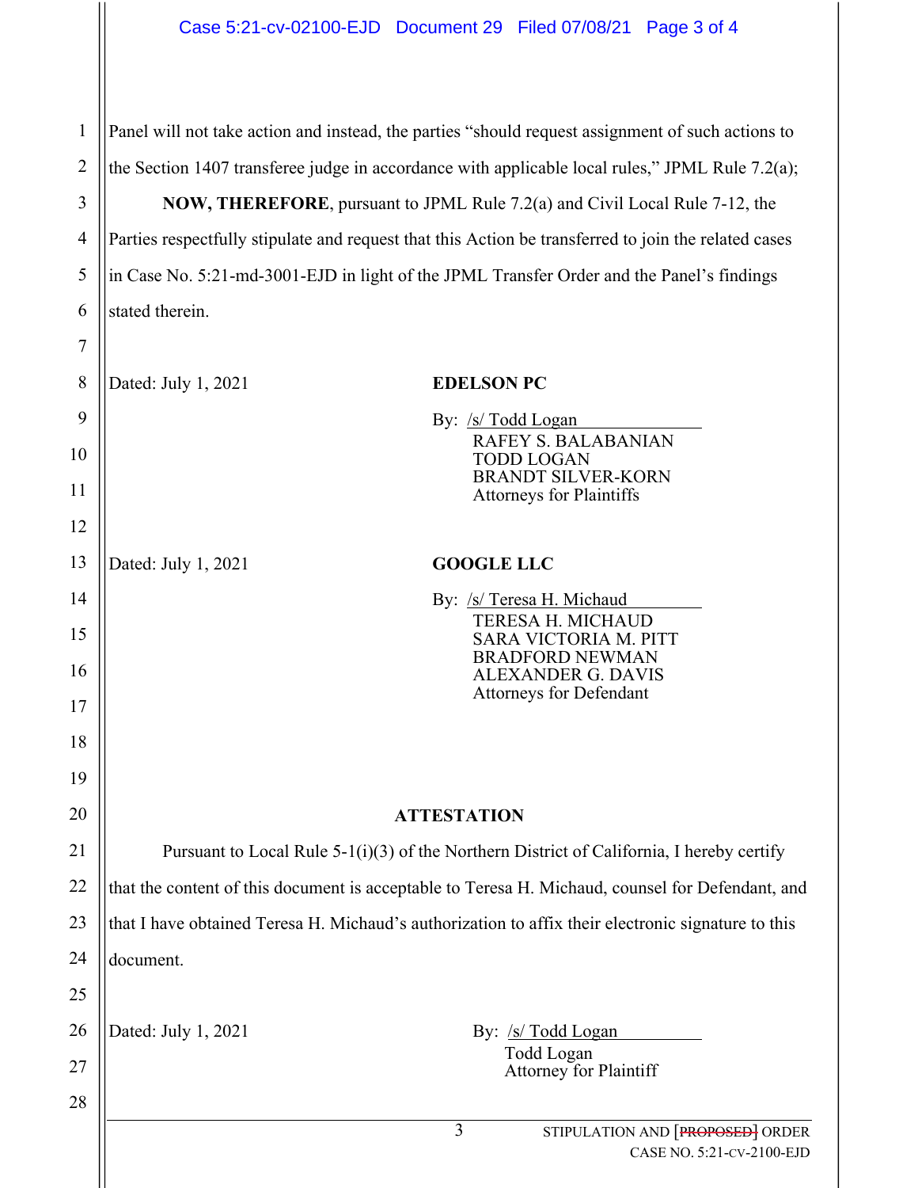Panel will not take action and instead, the parties "should request assignment of such actions to the Section 1407 transferee judge in accordance with applicable local rules," JPML Rule 7.2(a);

**NOW, THEREFORE**, pursuant to JPML Rule 7.2(a) and Civil Local Rule 7-12, the Parties respectfully stipulate and request that this Action be transferred to join the related cases in Case No. 5:21-md-3001-EJD in light of the JPML Transfer Order and the Panel's findings stated therein.

Dated: July 1, 2021

**EDELSON PC**

By: /s/ Todd Logan
RAFEY S. BALABANIAN
TODD LOGAN
BRANDT SILVER-KORN
Attorneys for Plaintiffs

Dated: July 1, 2021

**GOOGLE LLC**

By: /s/ Teresa H. Michaud
TERESA H. MICHAUD
SARA VICTORIA M. PITT
BRADFORD NEWMAN
ALEXANDER G. DAVIS
Attorneys for Defendant

## ATTESTATION

Pursuant to Local Rule 5-1(i)(3) of the Northern District of California, I hereby certify that the content of this document is acceptable to Teresa H. Michaud, counsel for Defendant, and that I have obtained Teresa H. Michaud's authorization to affix their electronic signature to this document.

Dated: July 1, 2021

By: /s/ Todd Logan
Todd Logan
Attorney for Plaintiff

STIPULATION AND [~~PROPOSED~~] ORDER
CASE NO. 5:21-CV-2100-EJD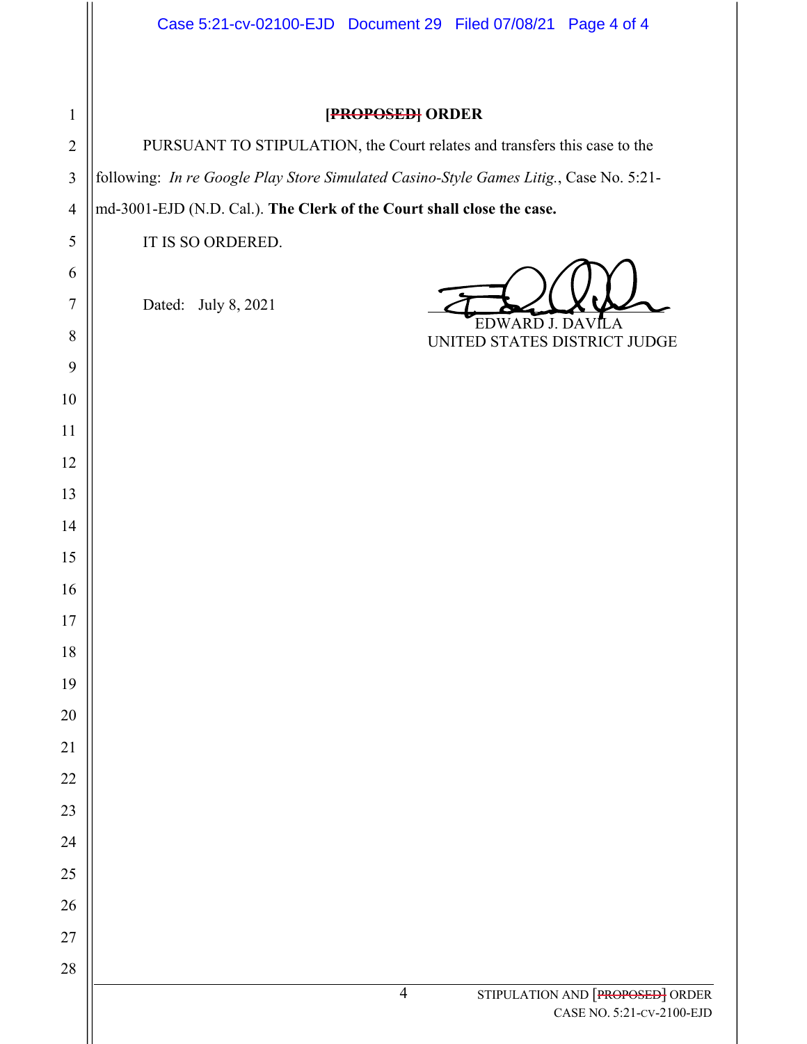**~~[PROPOSED]~~ ORDER**

PURSUANT TO STIPULATION, the Court relates and transfers this case to the following: *In re Google Play Store Simulated Casino-Style Games Litig.*, Case No. 5:21-md-3001-EJD (N.D. Cal.). **The Clerk of the Court shall close the case.**

IT IS SO ORDERED.

Dated: July 8, 2021

EDWARD J. DAVILA
UNITED STATES DISTRICT JUDGE